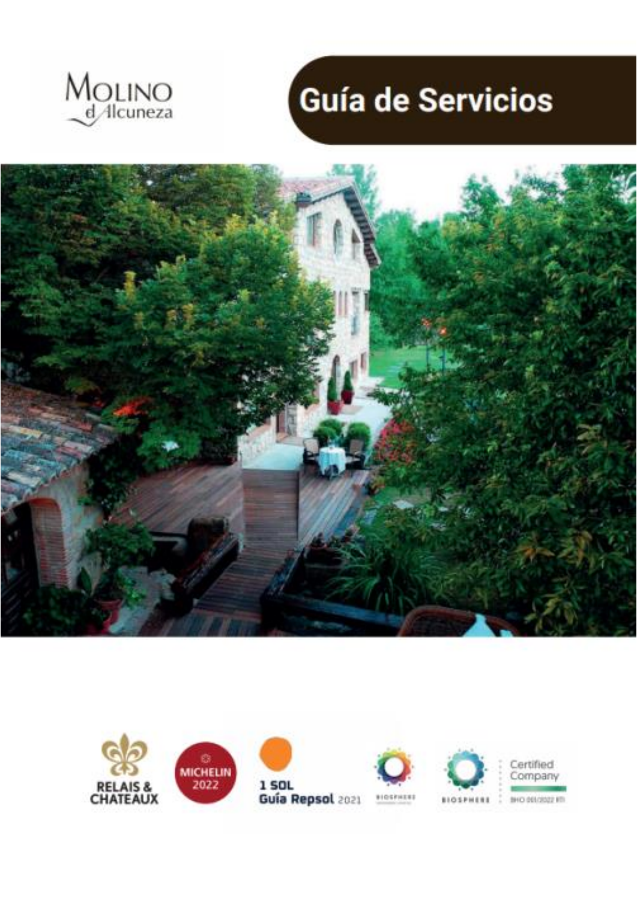MOLINO d'Alcuneza

# Guía de Servicios

RELAIS & CHATEAUX

MICHELIN 2022

1 SOL Guía Repsol 2021

BIOSPHERE

BIOSPHERE Certified Company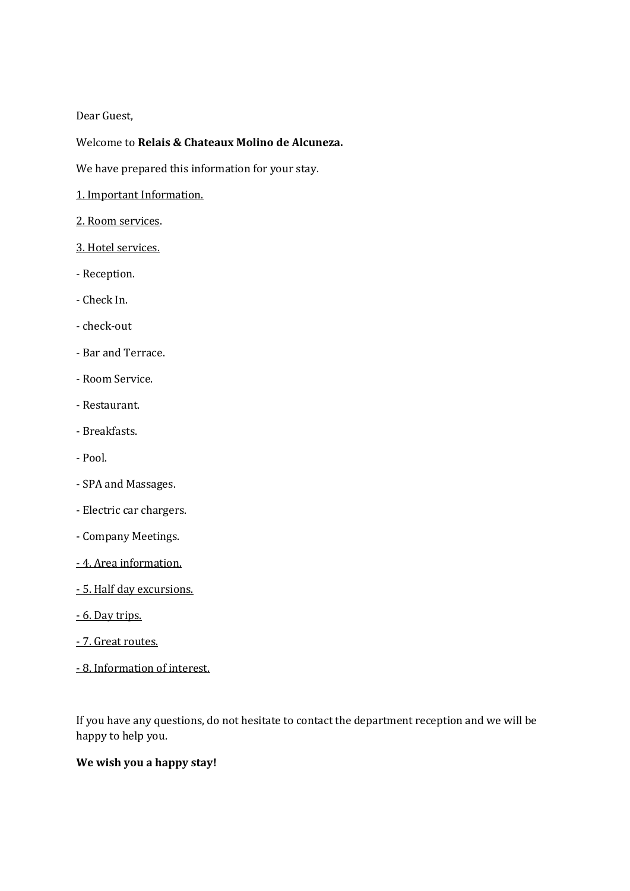Dear Guest,

Welcome to **Relais & Chateaux Molino de Alcuneza.**

We have prepared this information for your stay.

1. Important Information.

2. Room services.

3. Hotel services.

- Reception.
- Check In.
- check-out
- Bar and Terrace.
- Room Service.
- Restaurant.
- Breakfasts.
- Pool.
- SPA and Massages.
- Electric car chargers.
- Company Meetings.

- 4. Area information.

- 5. Half day excursions.

- 6. Day trips.

- 7. Great routes.

- 8. Information of interest.

If you have any questions, do not hesitate to contact the department reception and we will be happy to help you.

**We wish you a happy stay!**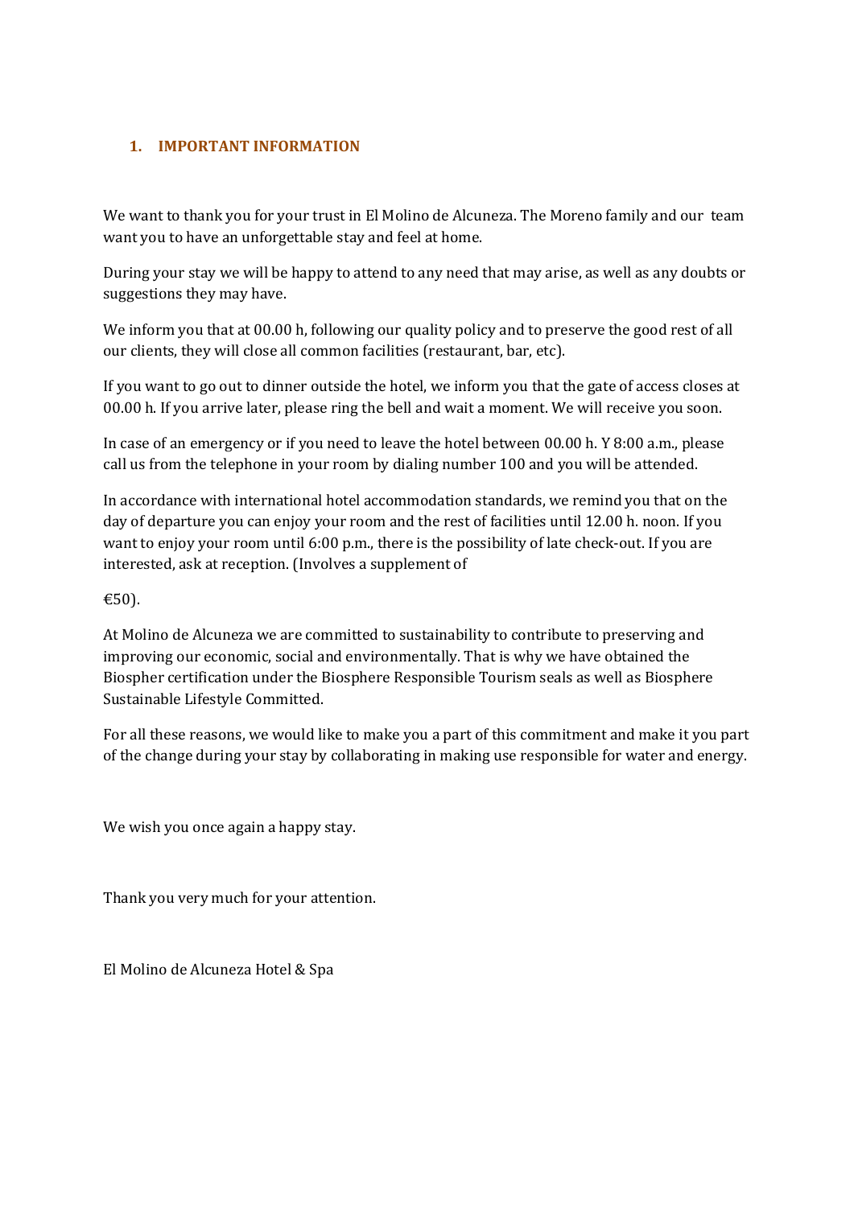## 1. IMPORTANT INFORMATION

We want to thank you for your trust in El Molino de Alcuneza. The Moreno family and our team want you to have an unforgettable stay and feel at home.

During your stay we will be happy to attend to any need that may arise, as well as any doubts or suggestions they may have.

We inform you that at 00.00 h, following our quality policy and to preserve the good rest of all our clients, they will close all common facilities (restaurant, bar, etc).

If you want to go out to dinner outside the hotel, we inform you that the gate of access closes at 00.00 h. If you arrive later, please ring the bell and wait a moment. We will receive you soon.

In case of an emergency or if you need to leave the hotel between 00.00 h. Y 8:00 a.m., please call us from the telephone in your room by dialing number 100 and you will be attended.

In accordance with international hotel accommodation standards, we remind you that on the day of departure you can enjoy your room and the rest of facilities until 12.00 h. noon. If you want to enjoy your room until 6:00 p.m., there is the possibility of late check-out. If you are interested, ask at reception. (Involves a supplement of

€50).

At Molino de Alcuneza we are committed to sustainability to contribute to preserving and improving our economic, social and environmentally. That is why we have obtained the Biospher certification under the Biosphere Responsible Tourism seals as well as Biosphere Sustainable Lifestyle Committed.

For all these reasons, we would like to make you a part of this commitment and make it you part of the change during your stay by collaborating in making use responsible for water and energy.

We wish you once again a happy stay.

Thank you very much for your attention.

El Molino de Alcuneza Hotel & Spa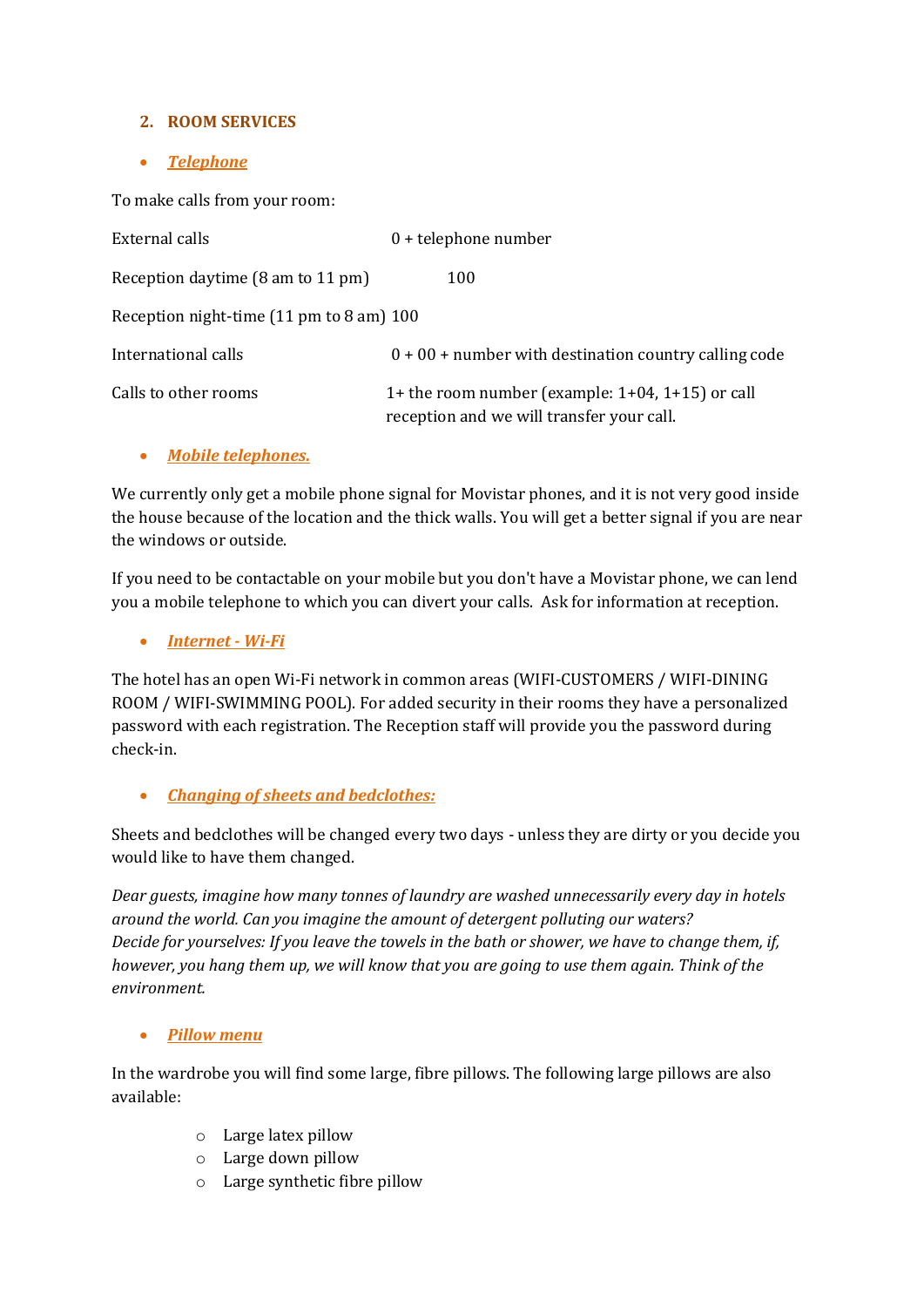## 2. ROOM SERVICES

- ***Telephone***

To make calls from your room:

| | |
|---|---|
| External calls | 0 + telephone number |
| Reception daytime (8 am to 11 pm) | 100 |
| Reception night-time (11 pm to 8 am) | 100 |
| International calls | 0 + 00 + number with destination country calling code |
| Calls to other rooms | 1+ the room number (example: 1+04, 1+15) or call reception and we will transfer your call. |

- ***Mobile telephones.***

We currently only get a mobile phone signal for Movistar phones, and it is not very good inside the house because of the location and the thick walls. You will get a better signal if you are near the windows or outside.

If you need to be contactable on your mobile but you don't have a Movistar phone, we can lend you a mobile telephone to which you can divert your calls. Ask for information at reception.

- ***Internet - Wi-Fi***

The hotel has an open Wi-Fi network in common areas (WIFI-CUSTOMERS / WIFI-DINING ROOM / WIFI-SWIMMING POOL). For added security in their rooms they have a personalized password with each registration. The Reception staff will provide you the password during check-in.

- ***Changing of sheets and bedclothes:***

Sheets and bedclothes will be changed every two days - unless they are dirty or you decide you would like to have them changed.

*Dear guests, imagine how many tonnes of laundry are washed unnecessarily every day in hotels around the world. Can you imagine the amount of detergent polluting our waters?*
*Decide for yourselves: If you leave the towels in the bath or shower, we have to change them, if, however, you hang them up, we will know that you are going to use them again. Think of the environment.*

- ***Pillow menu***

In the wardrobe you will find some large, fibre pillows. The following large pillows are also available:

  - Large latex pillow
  - Large down pillow
  - Large synthetic fibre pillow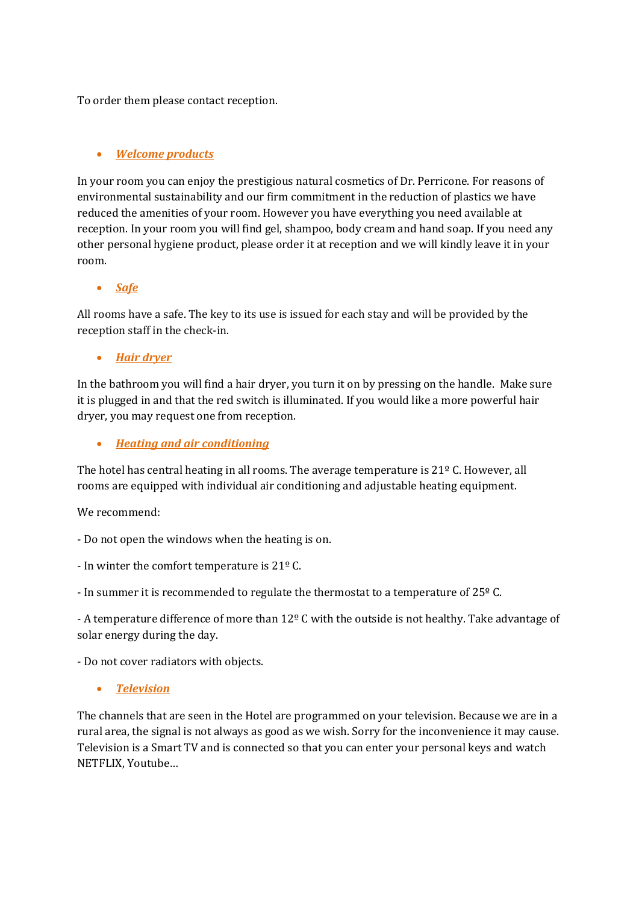To order them please contact reception.

- ***Welcome products***

In your room you can enjoy the prestigious natural cosmetics of Dr. Perricone. For reasons of environmental sustainability and our firm commitment in the reduction of plastics we have reduced the amenities of your room. However you have everything you need available at reception. In your room you will find gel, shampoo, body cream and hand soap. If you need any other personal hygiene product, please order it at reception and we will kindly leave it in your room.

- ***Safe***

All rooms have a safe. The key to its use is issued for each stay and will be provided by the reception staff in the check-in.

- ***Hair dryer***

In the bathroom you will find a hair dryer, you turn it on by pressing on the handle. Make sure it is plugged in and that the red switch is illuminated. If you would like a more powerful hair dryer, you may request one from reception.

- ***Heating and air conditioning***

The hotel has central heating in all rooms. The average temperature is 21º C. However, all rooms are equipped with individual air conditioning and adjustable heating equipment.

We recommend:

- Do not open the windows when the heating is on.

- In winter the comfort temperature is 21º C.

- In summer it is recommended to regulate the thermostat to a temperature of 25º C.

- A temperature difference of more than 12º C with the outside is not healthy. Take advantage of solar energy during the day.

- Do not cover radiators with objects.

- ***Television***

The channels that are seen in the Hotel are programmed on your television. Because we are in a rural area, the signal is not always as good as we wish. Sorry for the inconvenience it may cause. Television is a Smart TV and is connected so that you can enter your personal keys and watch NETFLIX, Youtube…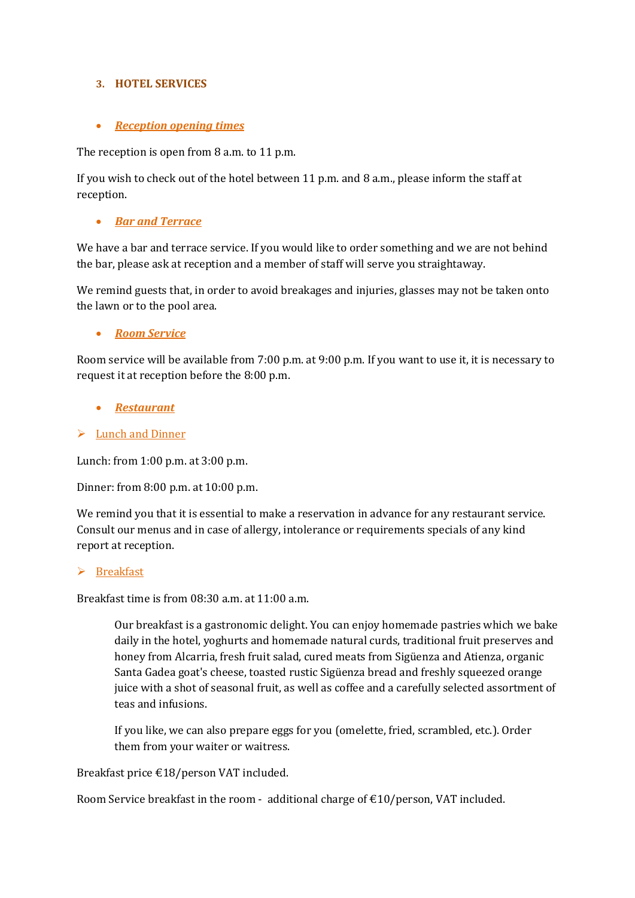## 3. HOTEL SERVICES

- ***Reception opening times***

The reception is open from 8 a.m. to 11 p.m.

If you wish to check out of the hotel between 11 p.m. and 8 a.m., please inform the staff at reception.

- ***Bar and Terrace***

We have a bar and terrace service. If you would like to order something and we are not behind the bar, please ask at reception and a member of staff will serve you straightaway.

We remind guests that, in order to avoid breakages and injuries, glasses may not be taken onto the lawn or to the pool area.

- ***Room Service***

Room service will be available from 7:00 p.m. at 9:00 p.m. If you want to use it, it is necessary to request it at reception before the 8:00 p.m.

- ***Restaurant***

➢ Lunch and Dinner

Lunch: from 1:00 p.m. at 3:00 p.m.

Dinner: from 8:00 p.m. at 10:00 p.m.

We remind you that it is essential to make a reservation in advance for any restaurant service. Consult our menus and in case of allergy, intolerance or requirements specials of any kind report at reception.

➢ Breakfast

Breakfast time is from 08:30 a.m. at 11:00 a.m.

> Our breakfast is a gastronomic delight. You can enjoy homemade pastries which we bake daily in the hotel, yoghurts and homemade natural curds, traditional fruit preserves and honey from Alcarria, fresh fruit salad, cured meats from Sigüenza and Atienza, organic Santa Gadea goat's cheese, toasted rustic Sigüenza bread and freshly squeezed orange juice with a shot of seasonal fruit, as well as coffee and a carefully selected assortment of teas and infusions.
>
> If you like, we can also prepare eggs for you (omelette, fried, scrambled, etc.). Order them from your waiter or waitress.

Breakfast price €18/person VAT included.

Room Service breakfast in the room - additional charge of €10/person, VAT included.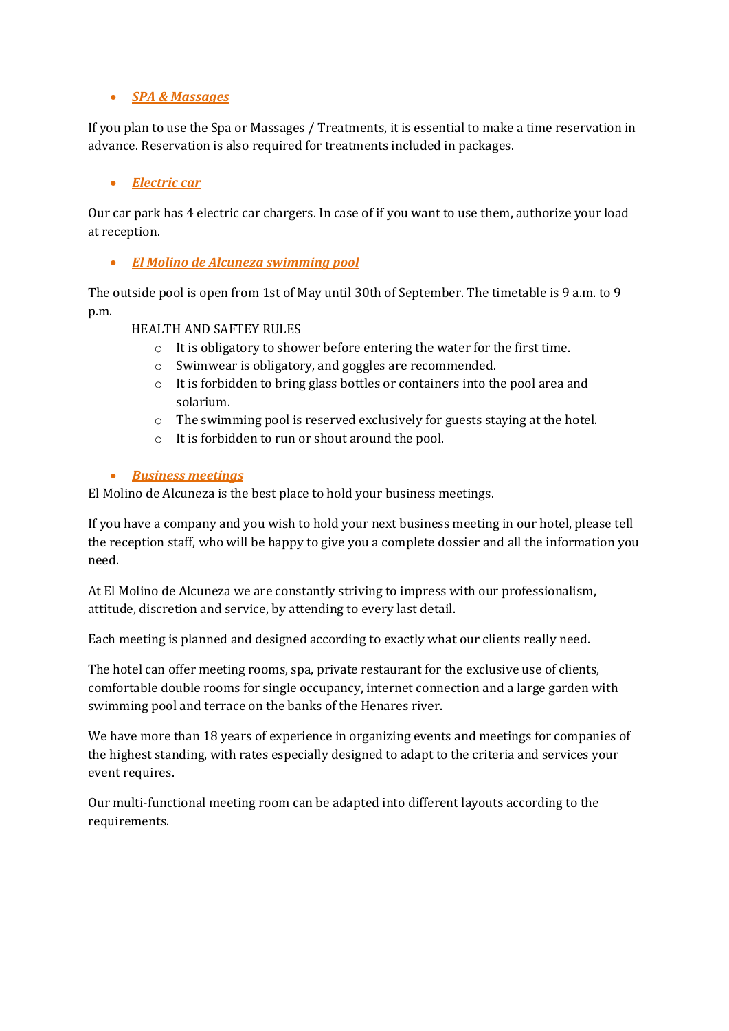- ***SPA & Massages***

If you plan to use the Spa or Massages / Treatments, it is essential to make a time reservation in advance. Reservation is also required for treatments included in packages.

- ***Electric car***

Our car park has 4 electric car chargers. In case of if you want to use them, authorize your load at reception.

- ***El Molino de Alcuneza swimming pool***

The outside pool is open from 1st of May until 30th of September. The timetable is 9 a.m. to 9 p.m.

HEALTH AND SAFTEY RULES

- It is obligatory to shower before entering the water for the first time.
- Swimwear is obligatory, and goggles are recommended.
- It is forbidden to bring glass bottles or containers into the pool area and solarium.
- The swimming pool is reserved exclusively for guests staying at the hotel.
- It is forbidden to run or shout around the pool.

- ***Business meetings***

El Molino de Alcuneza is the best place to hold your business meetings.

If you have a company and you wish to hold your next business meeting in our hotel, please tell the reception staff, who will be happy to give you a complete dossier and all the information you need.

At El Molino de Alcuneza we are constantly striving to impress with our professionalism, attitude, discretion and service, by attending to every last detail.

Each meeting is planned and designed according to exactly what our clients really need.

The hotel can offer meeting rooms, spa, private restaurant for the exclusive use of clients, comfortable double rooms for single occupancy, internet connection and a large garden with swimming pool and terrace on the banks of the Henares river.

We have more than 18 years of experience in organizing events and meetings for companies of the highest standing, with rates especially designed to adapt to the criteria and services your event requires.

Our multi-functional meeting room can be adapted into different layouts according to the requirements.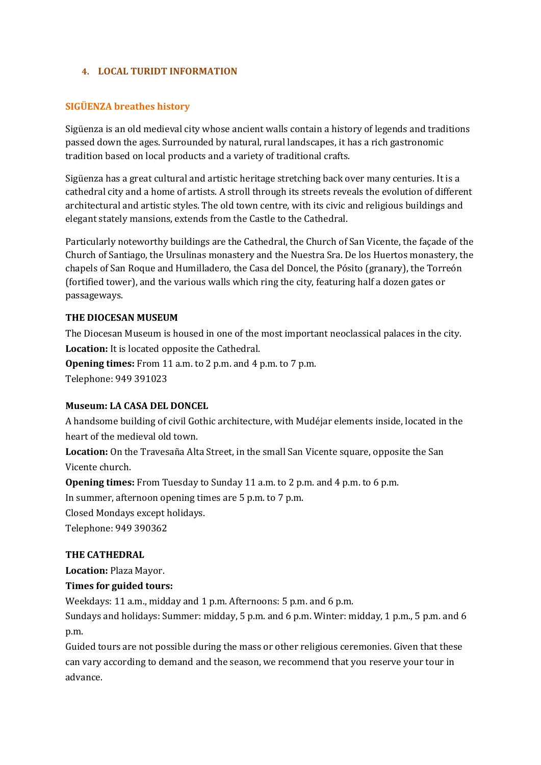## 4. LOCAL TURIDT INFORMATION

### SIGÜENZA breathes history

Sigüenza is an old medieval city whose ancient walls contain a history of legends and traditions passed down the ages. Surrounded by natural, rural landscapes, it has a rich gastronomic tradition based on local products and a variety of traditional crafts.

Sigüenza has a great cultural and artistic heritage stretching back over many centuries. It is a cathedral city and a home of artists. A stroll through its streets reveals the evolution of different architectural and artistic styles. The old town centre, with its civic and religious buildings and elegant stately mansions, extends from the Castle to the Cathedral.

Particularly noteworthy buildings are the Cathedral, the Church of San Vicente, the façade of the Church of Santiago, the Ursulinas monastery and the Nuestra Sra. De los Huertos monastery, the chapels of San Roque and Humilladero, the Casa del Doncel, the Pósito (granary), the Torreón (fortified tower), and the various walls which ring the city, featuring half a dozen gates or passageways.

**THE DIOCESAN MUSEUM**

The Diocesan Museum is housed in one of the most important neoclassical palaces in the city.
**Location:** It is located opposite the Cathedral.
**Opening times:** From 11 a.m. to 2 p.m. and 4 p.m. to 7 p.m.
Telephone: 949 391023

**Museum: LA CASA DEL DONCEL**

A handsome building of civil Gothic architecture, with Mudéjar elements inside, located in the heart of the medieval old town.
**Location:** On the Travesaña Alta Street, in the small San Vicente square, opposite the San Vicente church.
**Opening times:** From Tuesday to Sunday 11 a.m. to 2 p.m. and 4 p.m. to 6 p.m.
In summer, afternoon opening times are 5 p.m. to 7 p.m.
Closed Mondays except holidays.
Telephone: 949 390362

**THE CATHEDRAL**

**Location:** Plaza Mayor.
**Times for guided tours:**
Weekdays: 11 a.m., midday and 1 p.m. Afternoons: 5 p.m. and 6 p.m.
Sundays and holidays: Summer: midday, 5 p.m. and 6 p.m. Winter: midday, 1 p.m., 5 p.m. and 6 p.m.
Guided tours are not possible during the mass or other religious ceremonies. Given that these can vary according to demand and the season, we recommend that you reserve your tour in advance.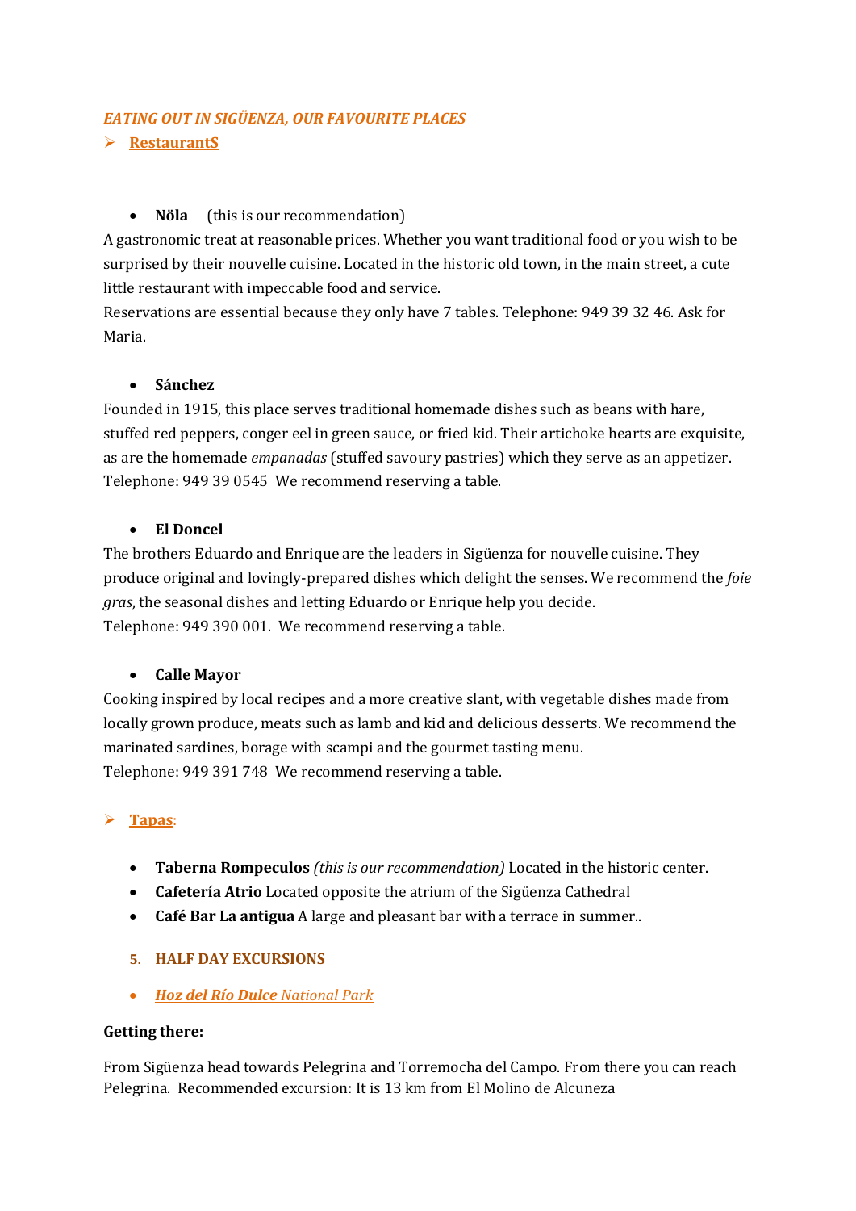*EATING OUT IN SIGÜENZA, OUR FAVOURITE PLACES*

- **RestaurantS**

- **Nöla** (this is our recommendation)

A gastronomic treat at reasonable prices. Whether you want traditional food or you wish to be surprised by their nouvelle cuisine. Located in the historic old town, in the main street, a cute little restaurant with impeccable food and service.
Reservations are essential because they only have 7 tables. Telephone: 949 39 32 46. Ask for Maria.

- **Sánchez**

Founded in 1915, this place serves traditional homemade dishes such as beans with hare, stuffed red peppers, conger eel in green sauce, or fried kid. Their artichoke hearts are exquisite, as are the homemade *empanadas* (stuffed savoury pastries) which they serve as an appetizer.
Telephone: 949 39 0545 We recommend reserving a table.

- **El Doncel**

The brothers Eduardo and Enrique are the leaders in Sigüenza for nouvelle cuisine. They produce original and lovingly-prepared dishes which delight the senses. We recommend the *foie gras*, the seasonal dishes and letting Eduardo or Enrique help you decide.
Telephone: 949 390 001. We recommend reserving a table.

- **Calle Mayor**

Cooking inspired by local recipes and a more creative slant, with vegetable dishes made from locally grown produce, meats such as lamb and kid and delicious desserts. We recommend the marinated sardines, borage with scampi and the gourmet tasting menu.
Telephone: 949 391 748 We recommend reserving a table.

- **Tapas**:

  - **Taberna Rompeculos** *(this is our recommendation)* Located in the historic center.
  - **Cafetería Atrio** Located opposite the atrium of the Sigüenza Cathedral
  - **Café Bar La antigua** A large and pleasant bar with a terrace in summer..

## 5. HALF DAY EXCURSIONS

- ***Hoz del Río Dulce** National Park*

**Getting there:**

From Sigüenza head towards Pelegrina and Torremocha del Campo. From there you can reach Pelegrina. Recommended excursion: It is 13 km from El Molino de Alcuneza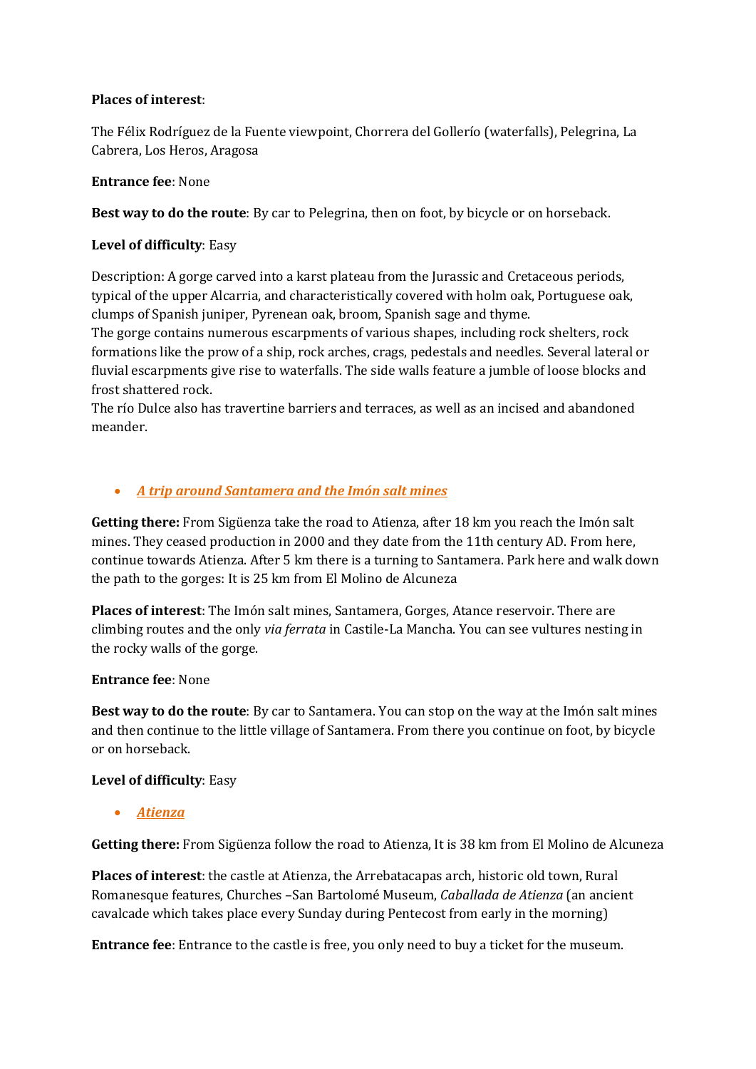**Places of interest**:

The Félix Rodríguez de la Fuente viewpoint, Chorrera del Gollerío (waterfalls), Pelegrina, La Cabrera, Los Heros, Aragosa

**Entrance fee**: None

**Best way to do the route**: By car to Pelegrina, then on foot, by bicycle or on horseback.

**Level of difficulty**: Easy

Description: A gorge carved into a karst plateau from the Jurassic and Cretaceous periods, typical of the upper Alcarria, and characteristically covered with holm oak, Portuguese oak, clumps of Spanish juniper, Pyrenean oak, broom, Spanish sage and thyme.
The gorge contains numerous escarpments of various shapes, including rock shelters, rock formations like the prow of a ship, rock arches, crags, pedestals and needles. Several lateral or fluvial escarpments give rise to waterfalls. The side walls feature a jumble of loose blocks and frost shattered rock.
The río Dulce also has travertine barriers and terraces, as well as an incised and abandoned meander.

- ***A trip around Santamera and the Imón salt mines***

**Getting there:** From Sigüenza take the road to Atienza, after 18 km you reach the Imón salt mines. They ceased production in 2000 and they date from the 11th century AD. From here, continue towards Atienza. After 5 km there is a turning to Santamera. Park here and walk down the path to the gorges: It is 25 km from El Molino de Alcuneza

**Places of interest**: The Imón salt mines, Santamera, Gorges, Atance reservoir. There are climbing routes and the only *via ferrata* in Castile-La Mancha. You can see vultures nesting in the rocky walls of the gorge.

**Entrance fee**: None

**Best way to do the route**: By car to Santamera. You can stop on the way at the Imón salt mines and then continue to the little village of Santamera. From there you continue on foot, by bicycle or on horseback.

**Level of difficulty**: Easy

- ***Atienza***

**Getting there:** From Sigüenza follow the road to Atienza, It is 38 km from El Molino de Alcuneza

**Places of interest**: the castle at Atienza, the Arrebatacapas arch, historic old town, Rural Romanesque features, Churches –San Bartolomé Museum, *Caballada de Atienza* (an ancient cavalcade which takes place every Sunday during Pentecost from early in the morning)

**Entrance fee**: Entrance to the castle is free, you only need to buy a ticket for the museum.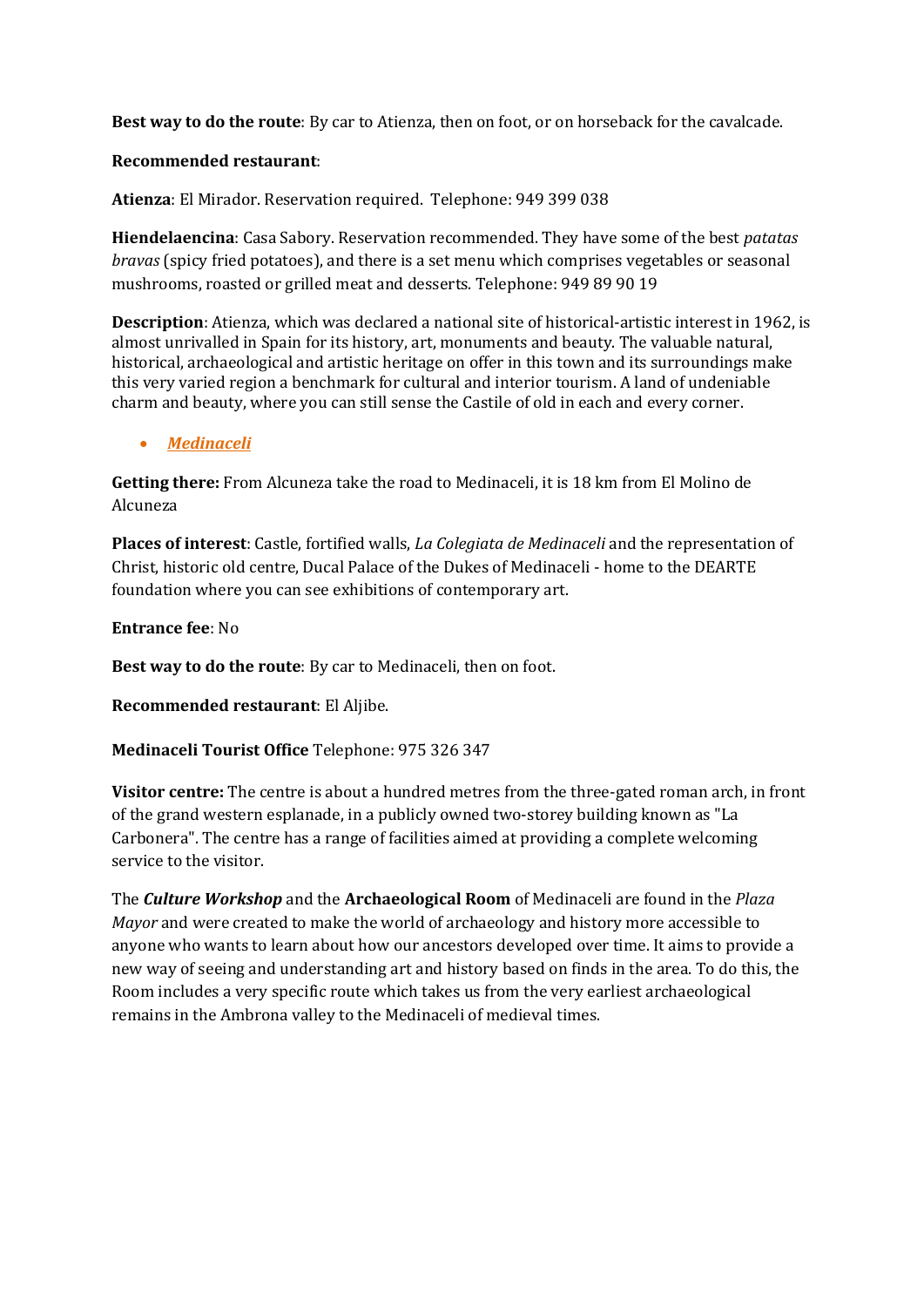**Best way to do the route**: By car to Atienza, then on foot, or on horseback for the cavalcade.

**Recommended restaurant**:

**Atienza**: El Mirador. Reservation required. Telephone: 949 399 038

**Hiendelaencina**: Casa Sabory. Reservation recommended. They have some of the best *patatas bravas* (spicy fried potatoes), and there is a set menu which comprises vegetables or seasonal mushrooms, roasted or grilled meat and desserts. Telephone: 949 89 90 19

**Description**: Atienza, which was declared a national site of historical-artistic interest in 1962, is almost unrivalled in Spain for its history, art, monuments and beauty. The valuable natural, historical, archaeological and artistic heritage on offer in this town and its surroundings make this very varied region a benchmark for cultural and interior tourism. A land of undeniable charm and beauty, where you can still sense the Castile of old in each and every corner.

- ***Medinaceli***

**Getting there:** From Alcuneza take the road to Medinaceli, it is 18 km from El Molino de Alcuneza

**Places of interest**: Castle, fortified walls, *La Colegiata de Medinaceli* and the representation of Christ, historic old centre, Ducal Palace of the Dukes of Medinaceli - home to the DEARTE foundation where you can see exhibitions of contemporary art.

**Entrance fee**: No

**Best way to do the route**: By car to Medinaceli, then on foot.

**Recommended restaurant**: El Aljibe.

**Medinaceli Tourist Office** Telephone: 975 326 347

**Visitor centre:** The centre is about a hundred metres from the three-gated roman arch, in front of the grand western esplanade, in a publicly owned two-storey building known as "La Carbonera". The centre has a range of facilities aimed at providing a complete welcoming service to the visitor.

The ***Culture Workshop*** and the **Archaeological Room** of Medinaceli are found in the *Plaza Mayor* and were created to make the world of archaeology and history more accessible to anyone who wants to learn about how our ancestors developed over time. It aims to provide a new way of seeing and understanding art and history based on finds in the area. To do this, the Room includes a very specific route which takes us from the very earliest archaeological remains in the Ambrona valley to the Medinaceli of medieval times.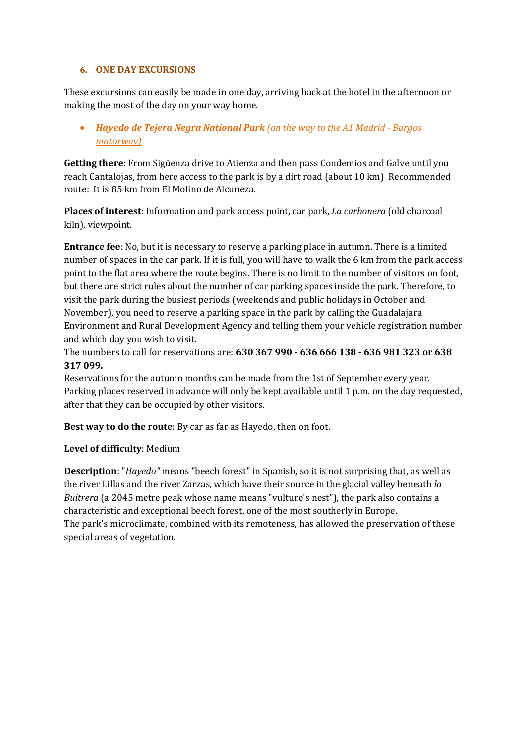## 6. ONE DAY EXCURSIONS

These excursions can easily be made in one day, arriving back at the hotel in the afternoon or making the most of the day on your way home.

- ***Hayedo de Tejera Negra National Park*** *(on the way to the A1 Madrid - Burgos motorway)*

**Getting there:** From Sigüenza drive to Atienza and then pass Condemios and Galve until you reach Cantalojas, from here access to the park is by a dirt road (about 10 km) Recommended route: It is 85 km from El Molino de Alcuneza.

**Places of interest**: Information and park access point, car park, *La carbonera* (old charcoal kiln), viewpoint.

**Entrance fee**: No, but it is necessary to reserve a parking place in autumn. There is a limited number of spaces in the car park. If it is full, you will have to walk the 6 km from the park access point to the flat area where the route begins. There is no limit to the number of visitors on foot, but there are strict rules about the number of car parking spaces inside the park. Therefore, to visit the park during the busiest periods (weekends and public holidays in October and November), you need to reserve a parking space in the park by calling the Guadalajara Environment and Rural Development Agency and telling them your vehicle registration number and which day you wish to visit.
The numbers to call for reservations are: **630 367 990 - 636 666 138 - 636 981 323 or 638 317 099.**
Reservations for the autumn months can be made from the 1st of September every year. Parking places reserved in advance will only be kept available until 1 p.m. on the day requested, after that they can be occupied by other visitors.

**Best way to do the route**: By car as far as Hayedo, then on foot.

**Level of difficulty**: Medium

**Description**: "*Hayedo"* means "beech forest" in Spanish, so it is not surprising that, as well as the river Lillas and the river Zarzas, which have their source in the glacial valley beneath *la Buitrera* (a 2045 metre peak whose name means "vulture's nest"), the park also contains a characteristic and exceptional beech forest, one of the most southerly in Europe.
The park's microclimate, combined with its remoteness, has allowed the preservation of these special areas of vegetation.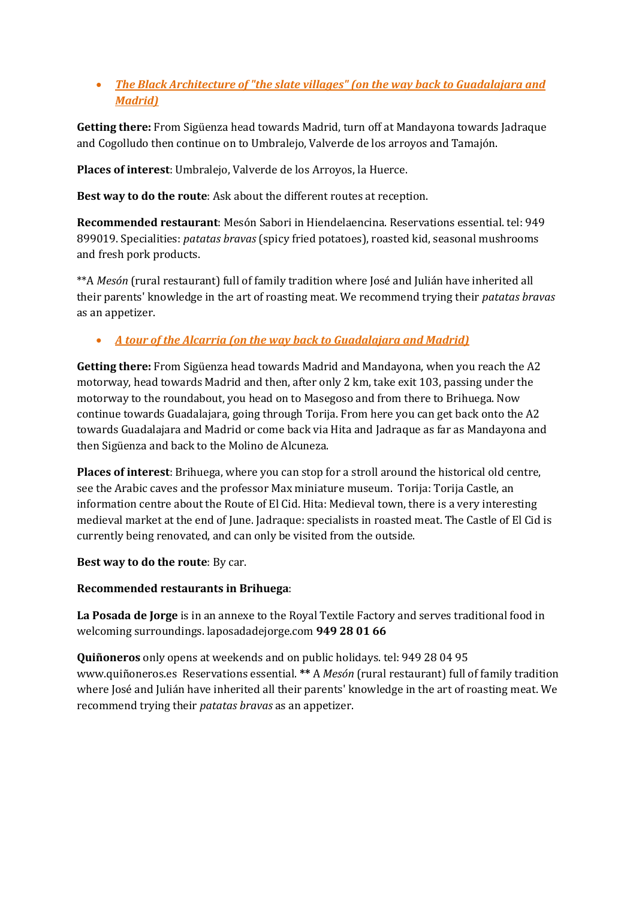- ***[The Black Architecture of "the slate villages" (on the way back to Guadalajara and Madrid)]***

**Getting there:** From Sigüenza head towards Madrid, turn off at Mandayona towards Jadraque and Cogolludo then continue on to Umbralejo, Valverde de los arroyos and Tamajón.

**Places of interest**: Umbralejo, Valverde de los Arroyos, la Huerce.

**Best way to do the route**: Ask about the different routes at reception.

**Recommended restaurant**: Mesón Sabori in Hiendelaencina. Reservations essential. tel: 949 899019. Specialities: *patatas bravas* (spicy fried potatoes), roasted kid, seasonal mushrooms and fresh pork products.

**A *Mesón* (rural restaurant) full of family tradition where José and Julián have inherited all their parents' knowledge in the art of roasting meat. We recommend trying their *patatas bravas* as an appetizer.

- ***[A tour of the Alcarria (on the way back to Guadalajara and Madrid)]***

**Getting there:** From Sigüenza head towards Madrid and Mandayona, when you reach the A2 motorway, head towards Madrid and then, after only 2 km, take exit 103, passing under the motorway to the roundabout, you head on to Masegoso and from there to Brihuega. Now continue towards Guadalajara, going through Torija. From here you can get back onto the A2 towards Guadalajara and Madrid or come back via Hita and Jadraque as far as Mandayona and then Sigüenza and back to the Molino de Alcuneza.

**Places of interest**: Brihuega, where you can stop for a stroll around the historical old centre, see the Arabic caves and the professor Max miniature museum. Torija: Torija Castle, an information centre about the Route of El Cid. Hita: Medieval town, there is a very interesting medieval market at the end of June. Jadraque: specialists in roasted meat. The Castle of El Cid is currently being renovated, and can only be visited from the outside.

**Best way to do the route**: By car.

**Recommended restaurants in Brihuega**:

**La Posada de Jorge** is in an annexe to the Royal Textile Factory and serves traditional food in welcoming surroundings. laposadadejorge.com **949 28 01 66**

**Quiñoneros** only opens at weekends and on public holidays. tel: 949 28 04 95 www.quiñoneros.es Reservations essential. **** A *Mesón* (rural restaurant) full of family tradition where José and Julián have inherited all their parents' knowledge in the art of roasting meat. We recommend trying their *patatas bravas* as an appetizer.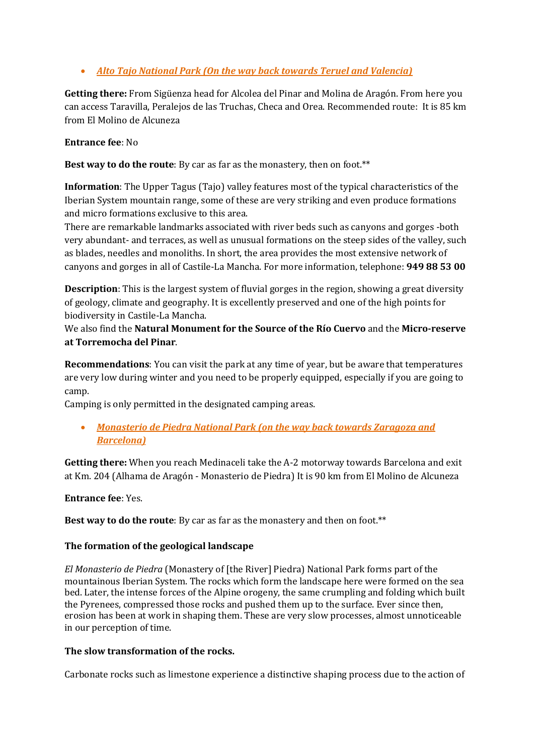- ***Alto Tajo National Park (On the way back towards Teruel and Valencia)***

**Getting there:** From Sigüenza head for Alcolea del Pinar and Molina de Aragón. From here you can access Taravilla, Peralejos de las Truchas, Checa and Orea. Recommended route: It is 85 km from El Molino de Alcuneza

**Entrance fee**: No

**Best way to do the route**: By car as far as the monastery, then on foot.**

**Information**: The Upper Tagus (Tajo) valley features most of the typical characteristics of the Iberian System mountain range, some of these are very striking and even produce formations and micro formations exclusive to this area.
There are remarkable landmarks associated with river beds such as canyons and gorges -both very abundant- and terraces, as well as unusual formations on the steep sides of the valley, such as blades, needles and monoliths. In short, the area provides the most extensive network of canyons and gorges in all of Castile-La Mancha. For more information, telephone: **949 88 53 00**

**Description**: This is the largest system of fluvial gorges in the region, showing a great diversity of geology, climate and geography. It is excellently preserved and one of the high points for biodiversity in Castile-La Mancha.
We also find the **Natural Monument for the Source of the Río Cuervo** and the **Micro-reserve at Torremocha del Pinar**.

**Recommendations**: You can visit the park at any time of year, but be aware that temperatures are very low during winter and you need to be properly equipped, especially if you are going to camp.
Camping is only permitted in the designated camping areas.

- ***Monasterio de Piedra National Park (on the way back towards Zaragoza and Barcelona)***

**Getting there:** When you reach Medinaceli take the A-2 motorway towards Barcelona and exit at Km. 204 (Alhama de Aragón - Monasterio de Piedra) It is 90 km from El Molino de Alcuneza

**Entrance fee**: Yes.

**Best way to do the route**: By car as far as the monastery and then on foot.**

**The formation of the geological landscape**

*El Monasterio de Piedra* (Monastery of [the River] Piedra) National Park forms part of the mountainous Iberian System. The rocks which form the landscape here were formed on the sea bed. Later, the intense forces of the Alpine orogeny, the same crumpling and folding which built the Pyrenees, compressed those rocks and pushed them up to the surface. Ever since then, erosion has been at work in shaping them. These are very slow processes, almost unnoticeable in our perception of time.

**The slow transformation of the rocks.**

Carbonate rocks such as limestone experience a distinctive shaping process due to the action of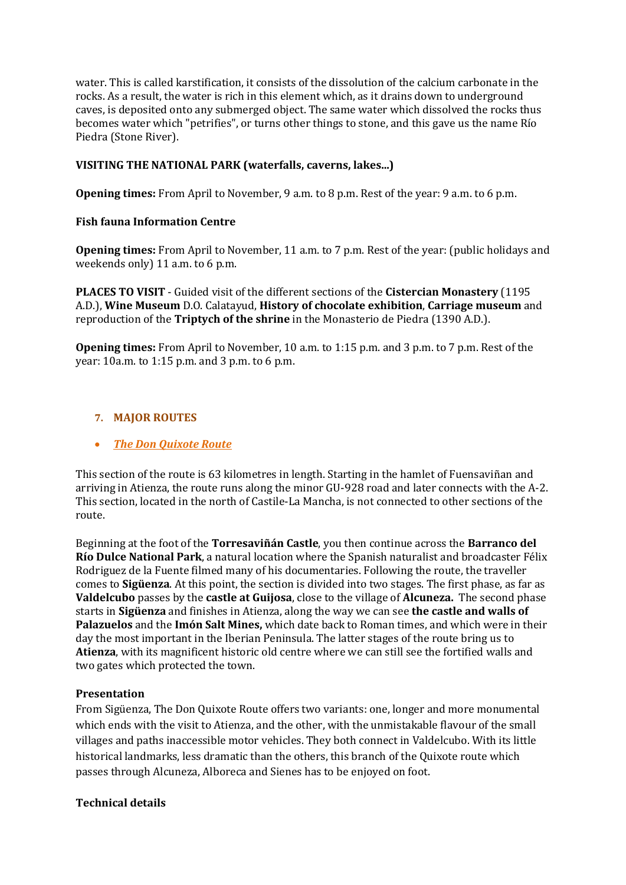water. This is called karstification, it consists of the dissolution of the calcium carbonate in the rocks. As a result, the water is rich in this element which, as it drains down to underground caves, is deposited onto any submerged object. The same water which dissolved the rocks thus becomes water which "petrifies", or turns other things to stone, and this gave us the name Río Piedra (Stone River).

**VISITING THE NATIONAL PARK (waterfalls, caverns, lakes...)**

**Opening times:** From April to November, 9 a.m. to 8 p.m. Rest of the year: 9 a.m. to 6 p.m.

**Fish fauna Information Centre**

**Opening times:** From April to November, 11 a.m. to 7 p.m. Rest of the year: (public holidays and weekends only) 11 a.m. to 6 p.m.

**PLACES TO VISIT** - Guided visit of the different sections of the **Cistercian Monastery** (1195 A.D.), **Wine Museum** D.O. Calatayud, **History of chocolate exhibition**, **Carriage museum** and reproduction of the **Triptych of the shrine** in the Monasterio de Piedra (1390 A.D.).

**Opening times:** From April to November, 10 a.m. to 1:15 p.m. and 3 p.m. to 7 p.m. Rest of the year: 10a.m. to 1:15 p.m. and 3 p.m. to 6 p.m.

## 7. MAJOR ROUTES

- ***The Don Quixote Route***

This section of the route is 63 kilometres in length. Starting in the hamlet of Fuensaviñan and arriving in Atienza, the route runs along the minor GU-928 road and later connects with the A-2. This section, located in the north of Castile-La Mancha, is not connected to other sections of the route.

Beginning at the foot of the **Torresaviñán Castle**, you then continue across the **Barranco del Río Dulce National Park**, a natural location where the Spanish naturalist and broadcaster Félix Rodriguez de la Fuente filmed many of his documentaries. Following the route, the traveller comes to **Sigüenza**. At this point, the section is divided into two stages. The first phase, as far as **Valdelcubo** passes by the **castle at Guijosa**, close to the village of **Alcuneza.** The second phase starts in **Sigüenza** and finishes in Atienza, along the way we can see **the castle and walls of Palazuelos** and the **Imón Salt Mines,** which date back to Roman times, and which were in their day the most important in the Iberian Peninsula. The latter stages of the route bring us to **Atienza**, with its magnificent historic old centre where we can still see the fortified walls and two gates which protected the town.

**Presentation**

From Sigüenza, The Don Quixote Route offers two variants: one, longer and more monumental which ends with the visit to Atienza, and the other, with the unmistakable flavour of the small villages and paths inaccessible motor vehicles. They both connect in Valdelcubo. With its little historical landmarks, less dramatic than the others, this branch of the Quixote route which passes through Alcuneza, Alboreca and Sienes has to be enjoyed on foot.

**Technical details**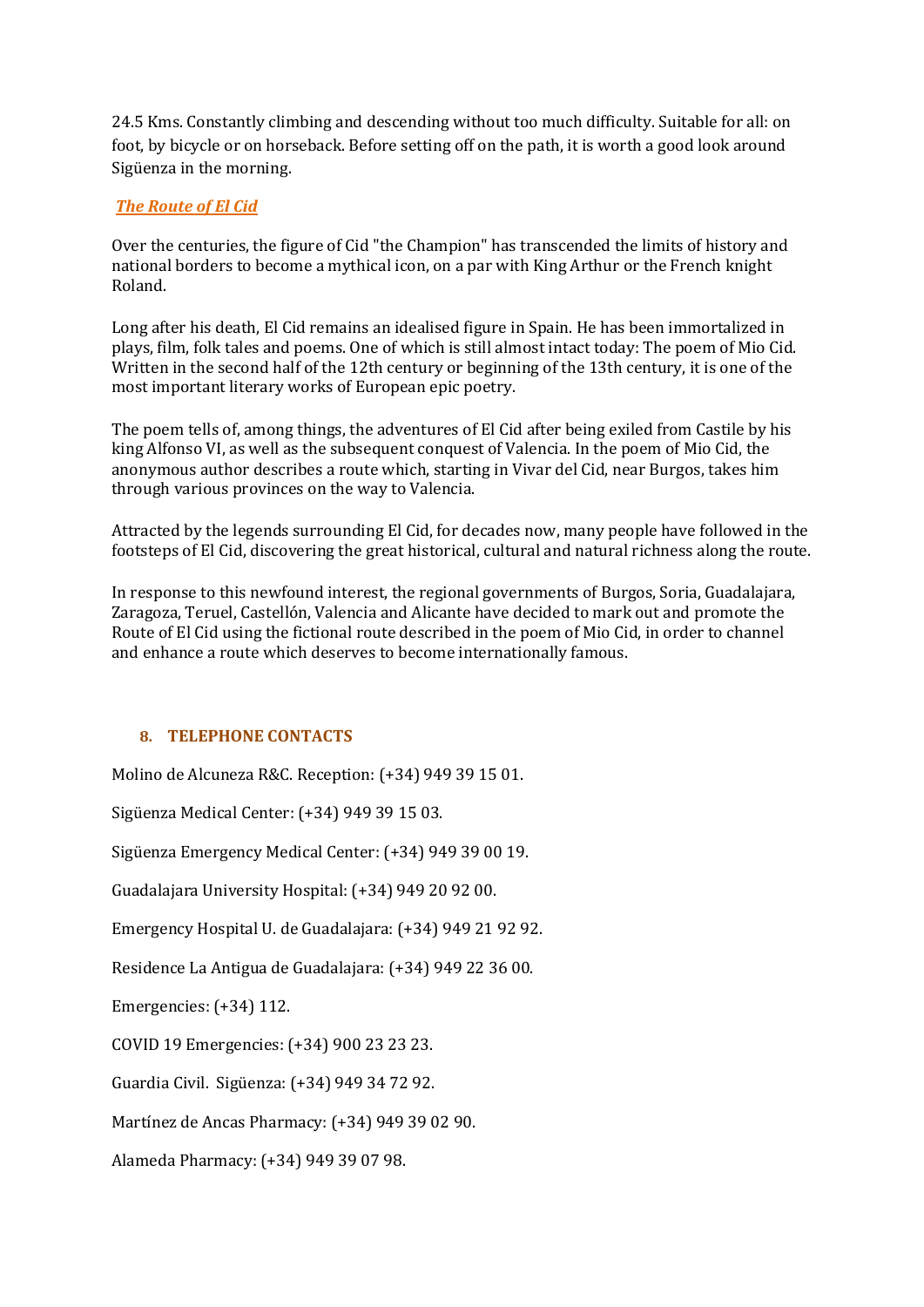24.5 Kms. Constantly climbing and descending without too much difficulty. Suitable for all: on foot, by bicycle or on horseback. Before setting off on the path, it is worth a good look around Sigüenza in the morning.

***The Route of El Cid***

Over the centuries, the figure of Cid "the Champion" has transcended the limits of history and national borders to become a mythical icon, on a par with King Arthur or the French knight Roland.

Long after his death, El Cid remains an idealised figure in Spain. He has been immortalized in plays, film, folk tales and poems. One of which is still almost intact today: The poem of Mio Cid. Written in the second half of the 12th century or beginning of the 13th century, it is one of the most important literary works of European epic poetry.

The poem tells of, among things, the adventures of El Cid after being exiled from Castile by his king Alfonso VI, as well as the subsequent conquest of Valencia. In the poem of Mio Cid, the anonymous author describes a route which, starting in Vivar del Cid, near Burgos, takes him through various provinces on the way to Valencia.

Attracted by the legends surrounding El Cid, for decades now, many people have followed in the footsteps of El Cid, discovering the great historical, cultural and natural richness along the route.

In response to this newfound interest, the regional governments of Burgos, Soria, Guadalajara, Zaragoza, Teruel, Castellón, Valencia and Alicante have decided to mark out and promote the Route of El Cid using the fictional route described in the poem of Mio Cid, in order to channel and enhance a route which deserves to become internationally famous.

## 8. TELEPHONE CONTACTS

Molino de Alcuneza R&C. Reception: (+34) 949 39 15 01.

Sigüenza Medical Center: (+34) 949 39 15 03.

Sigüenza Emergency Medical Center: (+34) 949 39 00 19.

Guadalajara University Hospital: (+34) 949 20 92 00.

Emergency Hospital U. de Guadalajara: (+34) 949 21 92 92.

Residence La Antigua de Guadalajara: (+34) 949 22 36 00.

Emergencies: (+34) 112.

COVID 19 Emergencies: (+34) 900 23 23 23.

Guardia Civil. Sigüenza: (+34) 949 34 72 92.

Martínez de Ancas Pharmacy: (+34) 949 39 02 90.

Alameda Pharmacy: (+34) 949 39 07 98.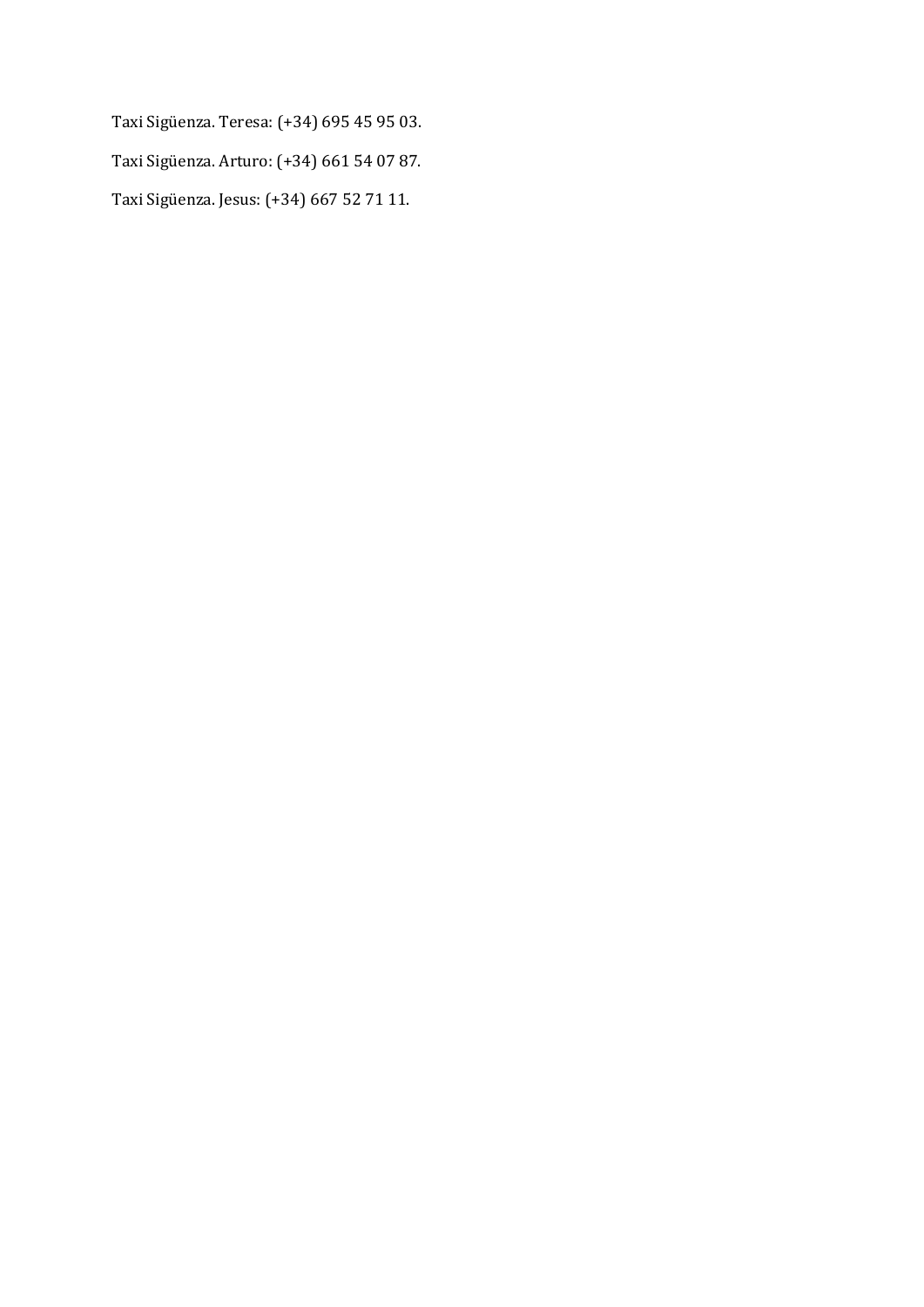Taxi Sigüenza. Teresa: (+34) 695 45 95 03.

Taxi Sigüenza. Arturo: (+34) 661 54 07 87.

Taxi Sigüenza. Jesus: (+34) 667 52 71 11.